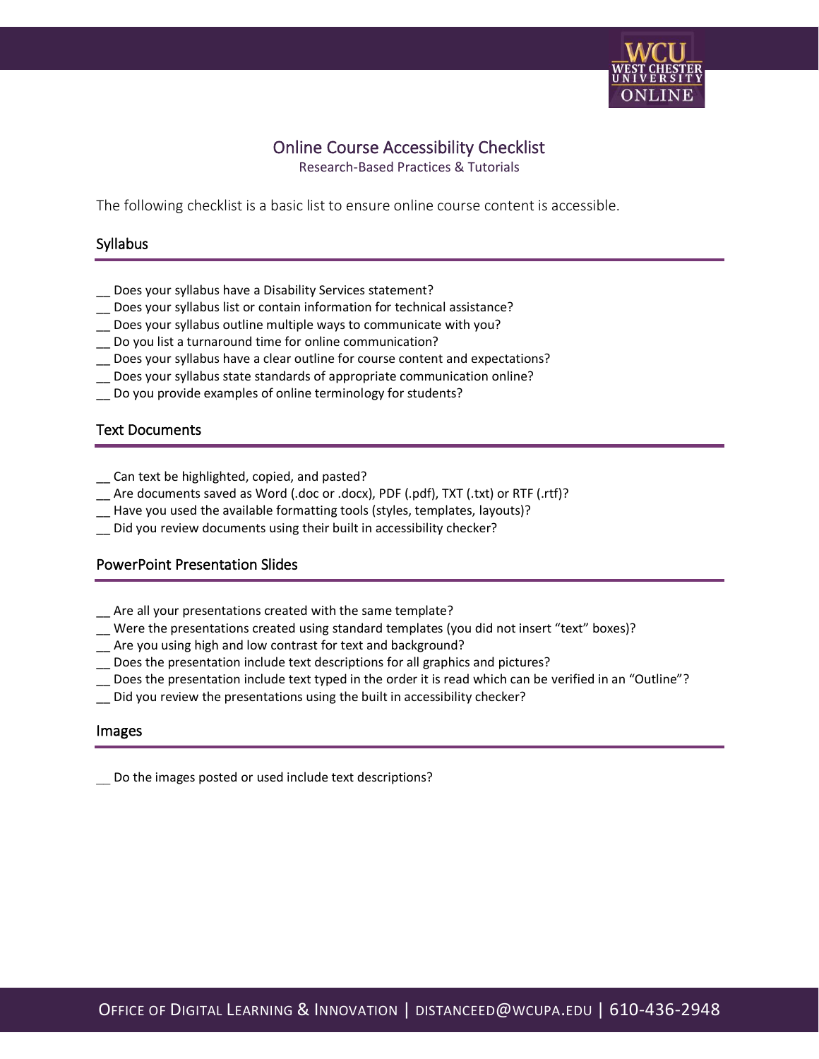# Online Course Accessibility Checklist

Research-Based Practices & Tutorials

The following checklist is a basic list to ensure online course content is accessible.

## Syllabus

__ Does your syllabus have a Disability Services statement?
__ Does your syllabus list or contain information for technical assistance?
__ Does your syllabus outline multiple ways to communicate with you?
__ Do you list a turnaround time for online communication?
__ Does your syllabus have a clear outline for course content and expectations?
__ Does your syllabus state standards of appropriate communication online?
__ Do you provide examples of online terminology for students?

## Text Documents

__ Can text be highlighted, copied, and pasted?
__ Are documents saved as Word (.doc or .docx), PDF (.pdf), TXT (.txt) or RTF (.rtf)?
__ Have you used the available formatting tools (styles, templates, layouts)?
__ Did you review documents using their built in accessibility checker?

## PowerPoint Presentation Slides

__ Are all your presentations created with the same template?
__ Were the presentations created using standard templates (you did not insert "text" boxes)?
__ Are you using high and low contrast for text and background?
__ Does the presentation include text descriptions for all graphics and pictures?
__ Does the presentation include text typed in the order it is read which can be verified in an "Outline"?
__ Did you review the presentations using the built in accessibility checker?

## Images

__ Do the images posted or used include text descriptions?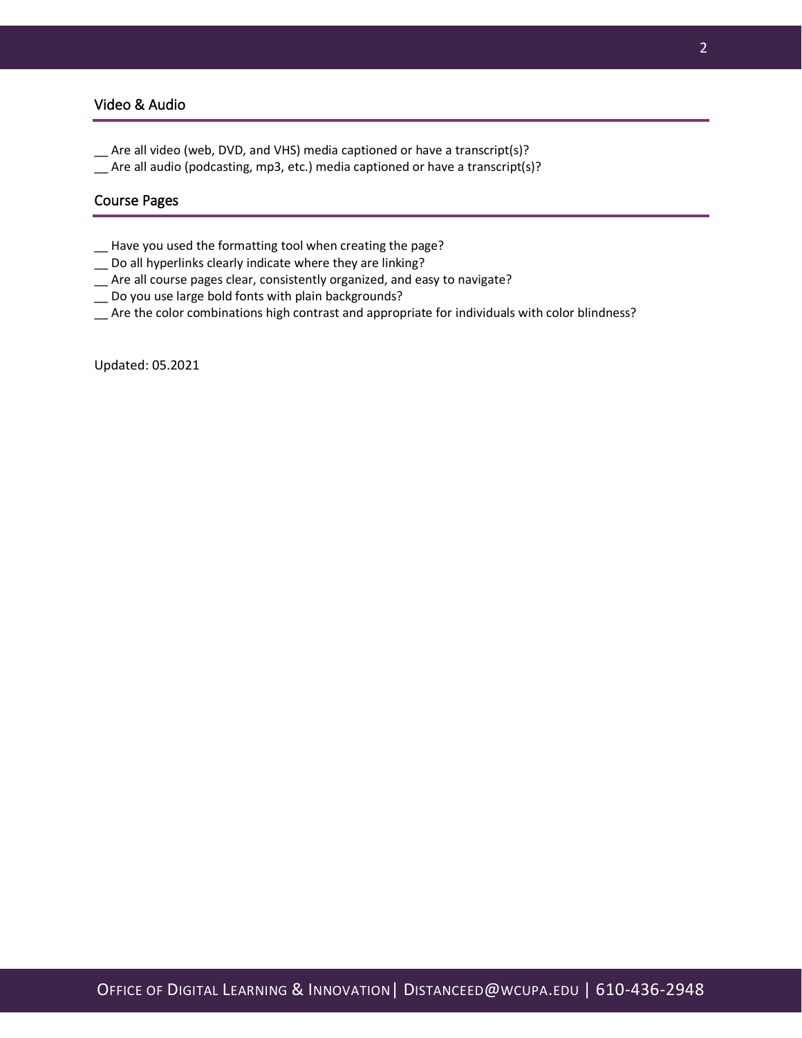## Video & Audio

__ Are all video (web, DVD, and VHS) media captioned or have a transcript(s)?
__ Are all audio (podcasting, mp3, etc.) media captioned or have a transcript(s)?

## Course Pages

__ Have you used the formatting tool when creating the page?
__ Do all hyperlinks clearly indicate where they are linking?
__ Are all course pages clear, consistently organized, and easy to navigate?
__ Do you use large bold fonts with plain backgrounds?
__ Are the color combinations high contrast and appropriate for individuals with color blindness?

Updated: 05.2021